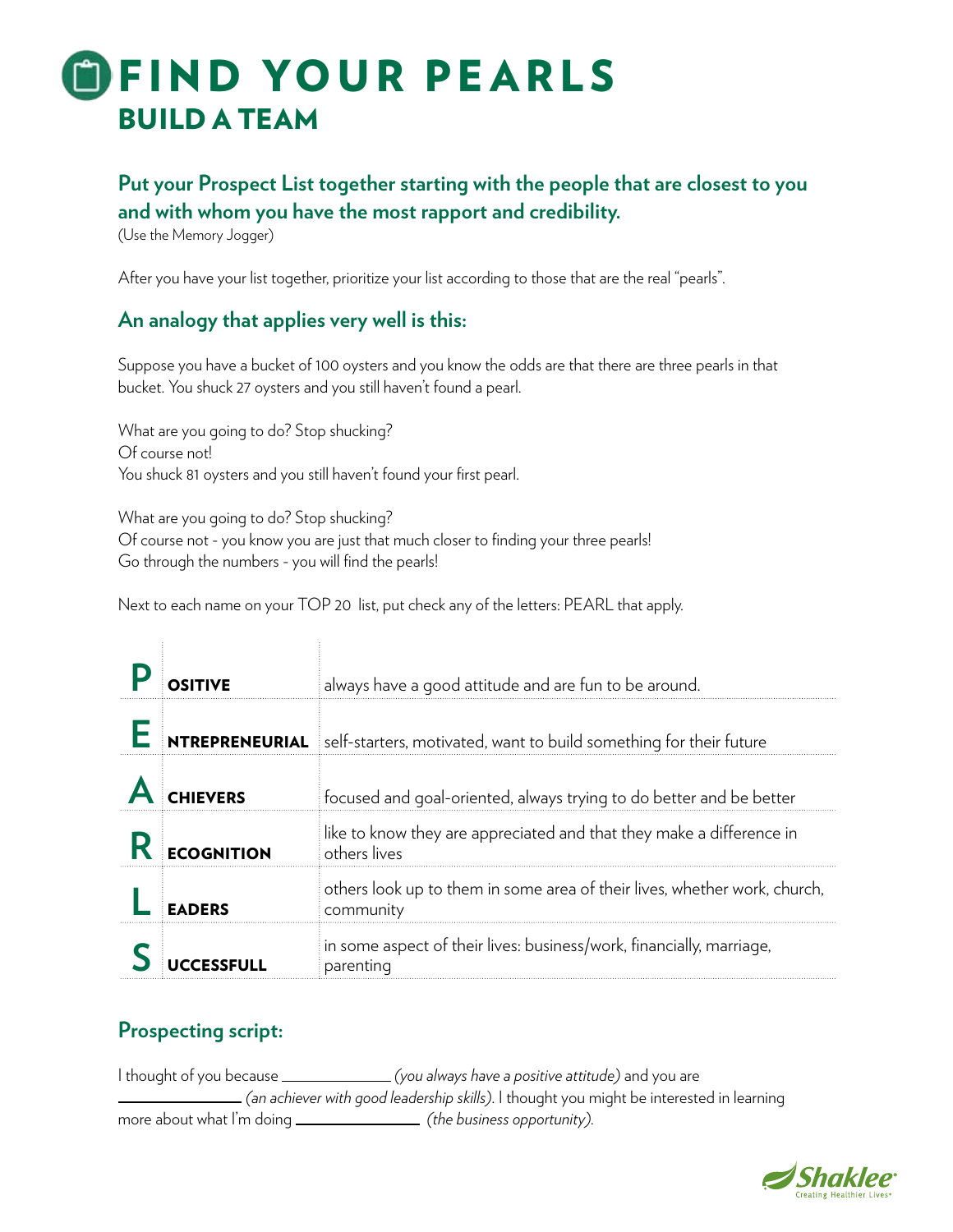# FIND YOUR PEARLS

## BUILD A TEAM

### Put your Prospect List together starting with the people that are closest to you and with whom you have the most rapport and credibility.

(Use the Memory Jogger)

After you have your list together, prioritize your list according to those that are the real "pearls".

### An analogy that applies very well is this:

Suppose you have a bucket of 100 oysters and you know the odds are that there are three pearls in that bucket. You shuck 27 oysters and you still haven't found a pearl.

What are you going to do? Stop shucking?
Of course not!
You shuck 81 oysters and you still haven't found your first pearl.

What are you going to do? Stop shucking?
Of course not - you know you are just that much closer to finding your three pearls!
Go through the numbers - you will find the pearls!

Next to each name on your TOP 20 list, put check any of the letters: PEARL that apply.

| | | |
|---|---|---|
| **P** | **OSITIVE** | always have a good attitude and are fun to be around. |
| **E** | **NTREPRENEURIAL** | self-starters, motivated, want to build something for their future |
| **A** | **CHIEVERS** | focused and goal-oriented, always trying to do better and be better |
| **R** | **ECOGNITION** | like to know they are appreciated and that they make a difference in others lives |
| **L** | **EADERS** | others look up to them in some area of their lives, whether work, church, community |
| **S** | **UCCESSFULL** | in some aspect of their lives: business/work, financially, marriage, parenting |

### Prospecting script:

I thought of you because ____________ *(you always have a positive attitude)* and you are ____________ *(an achiever with good leadership skills)*. I thought you might be interested in learning more about what I'm doing ____________ *(the business opportunity).*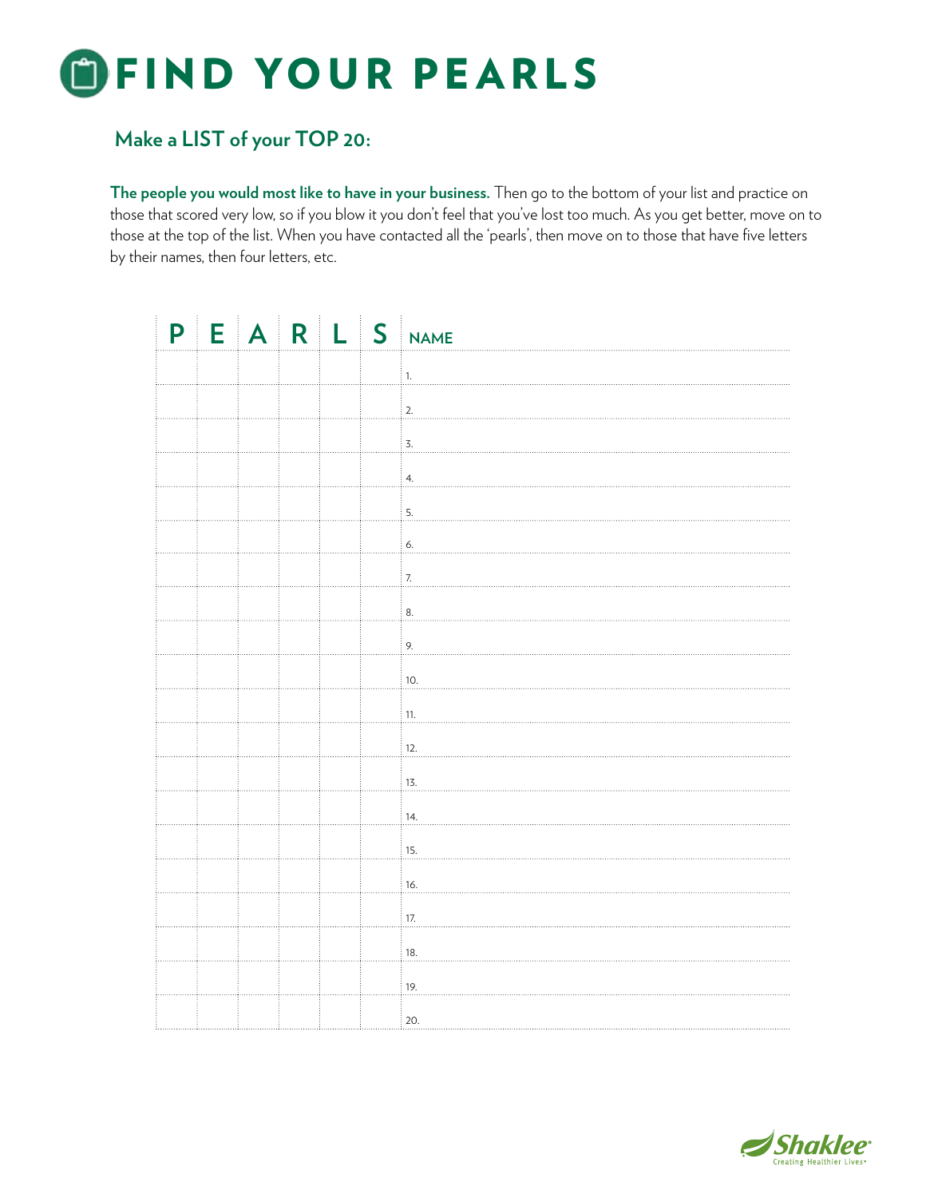# FIND YOUR PEARLS

## Make a LIST of your TOP 20:

**The people you would most like to have in your business.** Then go to the bottom of your list and practice on those that scored very low, so if you blow it you don't feel that you've lost too much. As you get better, move on to those at the top of the list. When you have contacted all the 'pearls', then move on to those that have five letters by their names, then four letters, etc.

| P | E | A | R | L | S | NAME |
|---|---|---|---|---|---|---|
| | | | | | | 1. |
| | | | | | | 2. |
| | | | | | | 3. |
| | | | | | | 4. |
| | | | | | | 5. |
| | | | | | | 6. |
| | | | | | | 7. |
| | | | | | | 8. |
| | | | | | | 9. |
| | | | | | | 10. |
| | | | | | | 11. |
| | | | | | | 12. |
| | | | | | | 13. |
| | | | | | | 14. |
| | | | | | | 15. |
| | | | | | | 16. |
| | | | | | | 17. |
| | | | | | | 18. |
| | | | | | | 19. |
| | | | | | | 20. |

Shaklee
Creating Healthier Lives